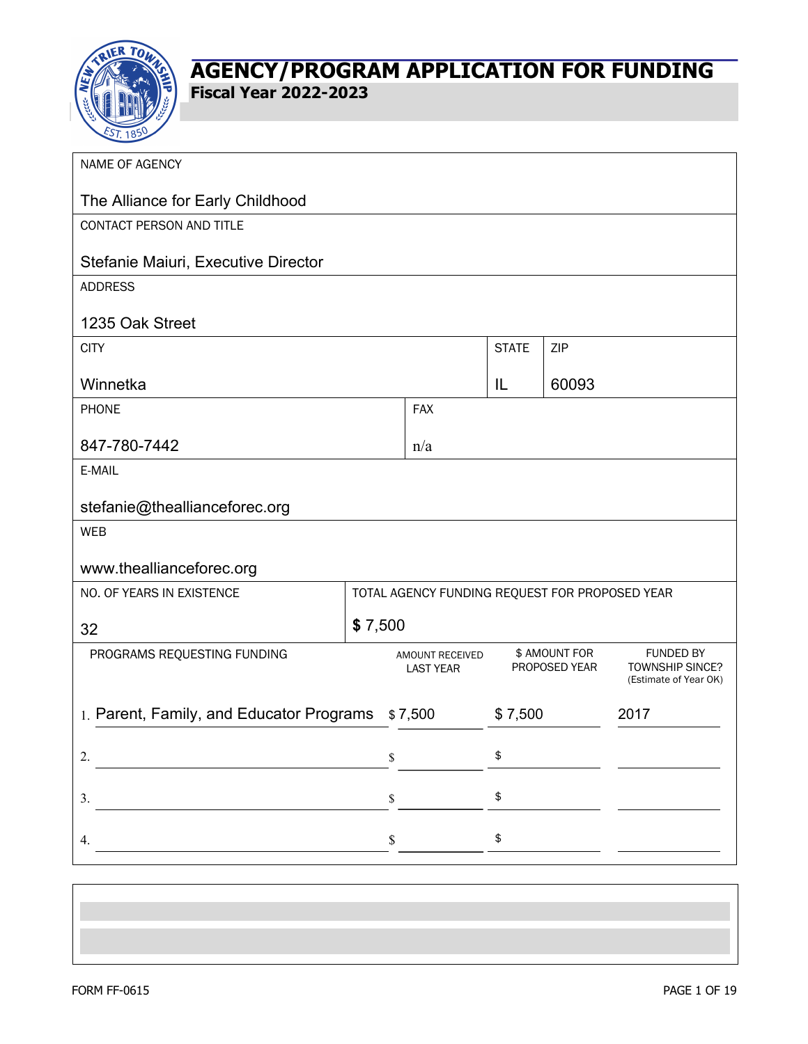# AGENCY/PROGRAM APPLICATION FOR FUNDING

**Fiscal Year 2022-2023**

| | | | |
|---|---|---|---|
| NAME OF AGENCY<br>The Alliance for Early Childhood | | | |
| CONTACT PERSON AND TITLE<br>Stefanie Maiuri, Executive Director | | | |
| ADDRESS<br>1235 Oak Street | | | |
| CITY<br>Winnetka | | STATE<br>IL | ZIP<br>60093 |
| PHONE<br>847-780-7442 | FAX<br>n/a | | |
| E-MAIL<br>stefanie@theallianceforec.org | | | |
| WEB<br>www.theallianceforec.org | | | |
| NO. OF YEARS IN EXISTENCE<br>32 | TOTAL AGENCY FUNDING REQUEST FOR PROPOSED YEAR<br>$ 7,500 | | |

| PROGRAMS REQUESTING FUNDING | AMOUNT RECEIVED LAST YEAR | $ AMOUNT FOR PROPOSED YEAR | FUNDED BY TOWNSHIP SINCE? (Estimate of Year OK) |
|---|---|---|---|
| 1. Parent, Family, and Educator Programs | $ 7,500 | $ 7,500 | 2017 |
| 2. | $ | $ | |
| 3. | $ | $ | |
| 4. | $ | $ | |

FORM FF-0615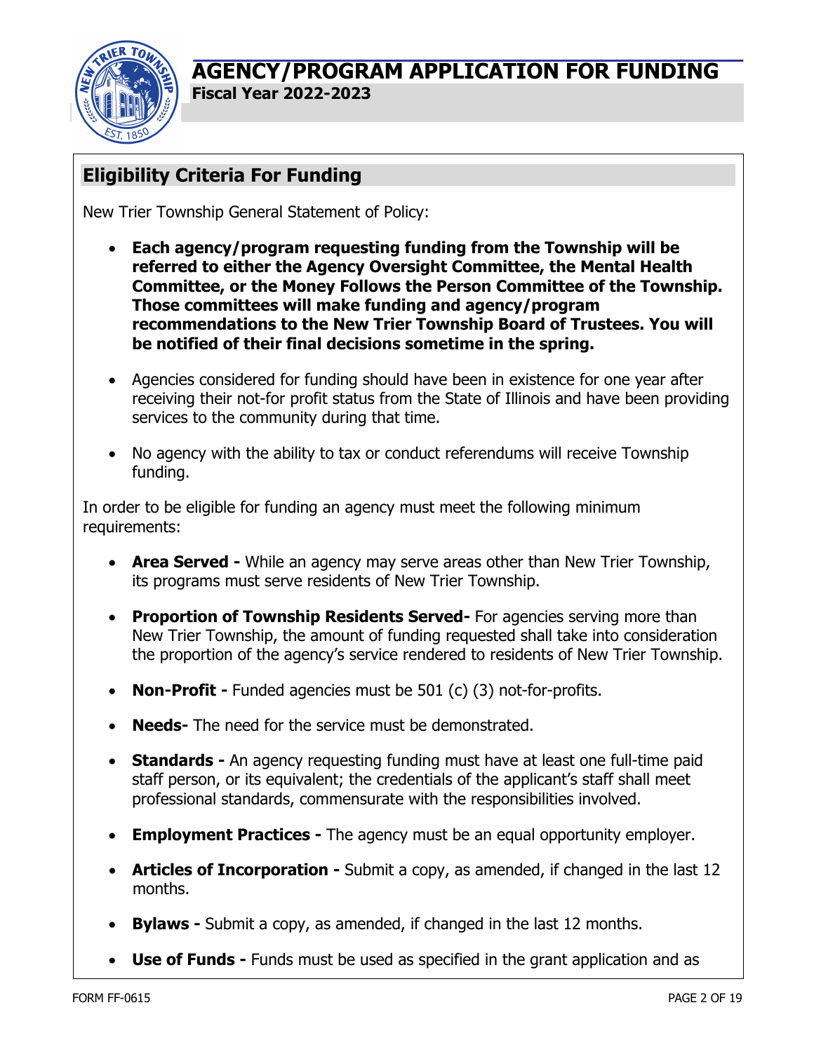# AGENCY/PROGRAM APPLICATION FOR FUNDING

**Fiscal Year 2022-2023**

## Eligibility Criteria For Funding

New Trier Township General Statement of Policy:

- **Each agency/program requesting funding from the Township will be referred to either the Agency Oversight Committee, the Mental Health Committee, or the Money Follows the Person Committee of the Township. Those committees will make funding and agency/program recommendations to the New Trier Township Board of Trustees. You will be notified of their final decisions sometime in the spring.**
- Agencies considered for funding should have been in existence for one year after receiving their not-for profit status from the State of Illinois and have been providing services to the community during that time.
- No agency with the ability to tax or conduct referendums will receive Township funding.

In order to be eligible for funding an agency must meet the following minimum requirements:

- **Area Served -** While an agency may serve areas other than New Trier Township, its programs must serve residents of New Trier Township.
- **Proportion of Township Residents Served-** For agencies serving more than New Trier Township, the amount of funding requested shall take into consideration the proportion of the agency's service rendered to residents of New Trier Township.
- **Non-Profit -** Funded agencies must be 501 (c) (3) not-for-profits.
- **Needs-** The need for the service must be demonstrated.
- **Standards -** An agency requesting funding must have at least one full-time paid staff person, or its equivalent; the credentials of the applicant's staff shall meet professional standards, commensurate with the responsibilities involved.
- **Employment Practices -** The agency must be an equal opportunity employer.
- **Articles of Incorporation -** Submit a copy, as amended, if changed in the last 12 months.
- **Bylaws -** Submit a copy, as amended, if changed in the last 12 months.
- **Use of Funds -** Funds must be used as specified in the grant application and as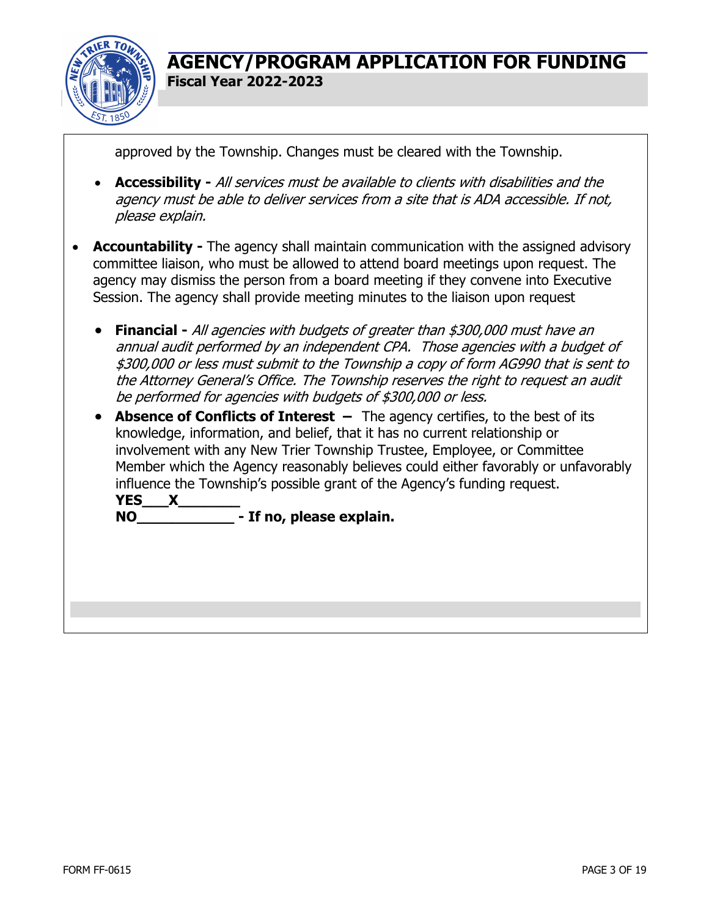approved by the Township. Changes must be cleared with the Township.

- **Accessibility -** *All services must be available to clients with disabilities and the agency must be able to deliver services from a site that is ADA accessible. If not, please explain.*

- **Accountability -** The agency shall maintain communication with the assigned advisory committee liaison, who must be allowed to attend board meetings upon request. The agency may dismiss the person from a board meeting if they convene into Executive Session. The agency shall provide meeting minutes to the liaison upon request

  - **Financial -** *All agencies with budgets of greater than $300,000 must have an annual audit performed by an independent CPA. Those agencies with a budget of $300,000 or less must submit to the Township a copy of form AG990 that is sent to the Attorney General's Office. The Township reserves the right to request an audit be performed for agencies with budgets of $300,000 or less.*
  - **Absence of Conflicts of Interest –** The agency certifies, to the best of its knowledge, information, and belief, that it has no current relationship or involvement with any New Trier Township Trustee, Employee, or Committee Member which the Agency reasonably believes could either favorably or unfavorably influence the Township's possible grant of the Agency's funding request.

    **YES\_\_\_X\_\_\_\_\_\_\_**

    **NO\_\_\_\_\_\_\_\_\_\_\_\_ - If no, please explain.**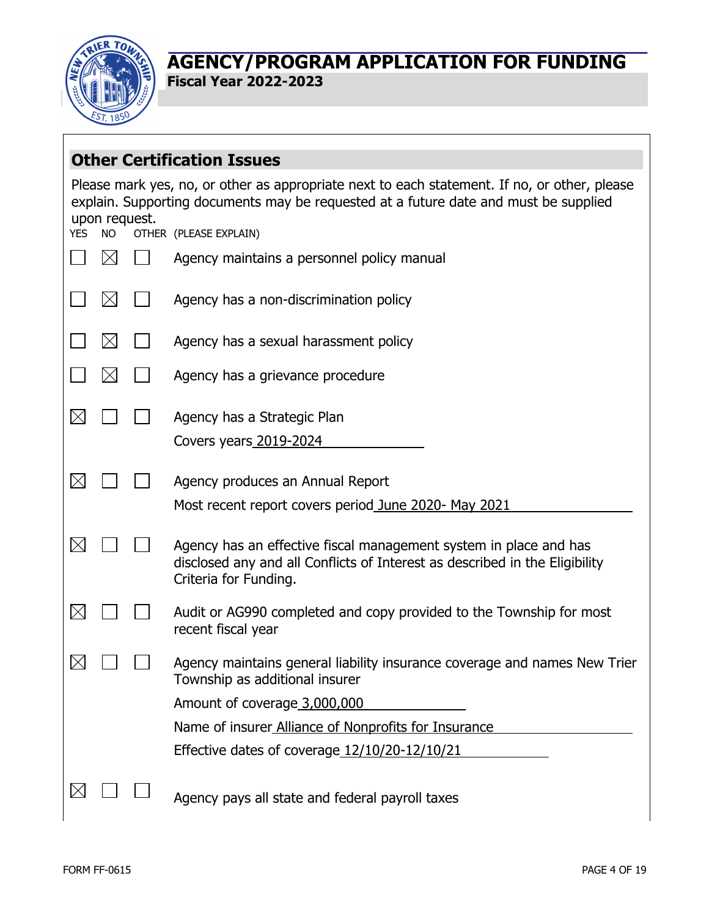# AGENCY/PROGRAM APPLICATION FOR FUNDING

**Fiscal Year 2022-2023**

## Other Certification Issues

Please mark yes, no, or other as appropriate next to each statement. If no, or other, please explain. Supporting documents may be requested at a future date and must be supplied upon request.

| YES | NO | OTHER | (PLEASE EXPLAIN) |
|---|---|---|---|
| ☐ | ☒ | ☐ | Agency maintains a personnel policy manual |
| ☐ | ☒ | ☐ | Agency has a non-discrimination policy |
| ☐ | ☒ | ☐ | Agency has a sexual harassment policy |
| ☐ | ☒ | ☐ | Agency has a grievance procedure |
| ☒ | ☐ | ☐ | Agency has a Strategic Plan<br>Covers years 2019-2024 |
| ☒ | ☐ | ☐ | Agency produces an Annual Report<br>Most recent report covers period June 2020- May 2021 |
| ☒ | ☐ | ☐ | Agency has an effective fiscal management system in place and has disclosed any and all Conflicts of Interest as described in the Eligibility Criteria for Funding. |
| ☒ | ☐ | ☐ | Audit or AG990 completed and copy provided to the Township for most recent fiscal year |
| ☒ | ☐ | ☐ | Agency maintains general liability insurance coverage and names New Trier Township as additional insurer<br>Amount of coverage 3,000,000<br>Name of insurer Alliance of Nonprofits for Insurance<br>Effective dates of coverage 12/10/20-12/10/21 |
| ☒ | ☐ | ☐ | Agency pays all state and federal payroll taxes |

FORM FF-0615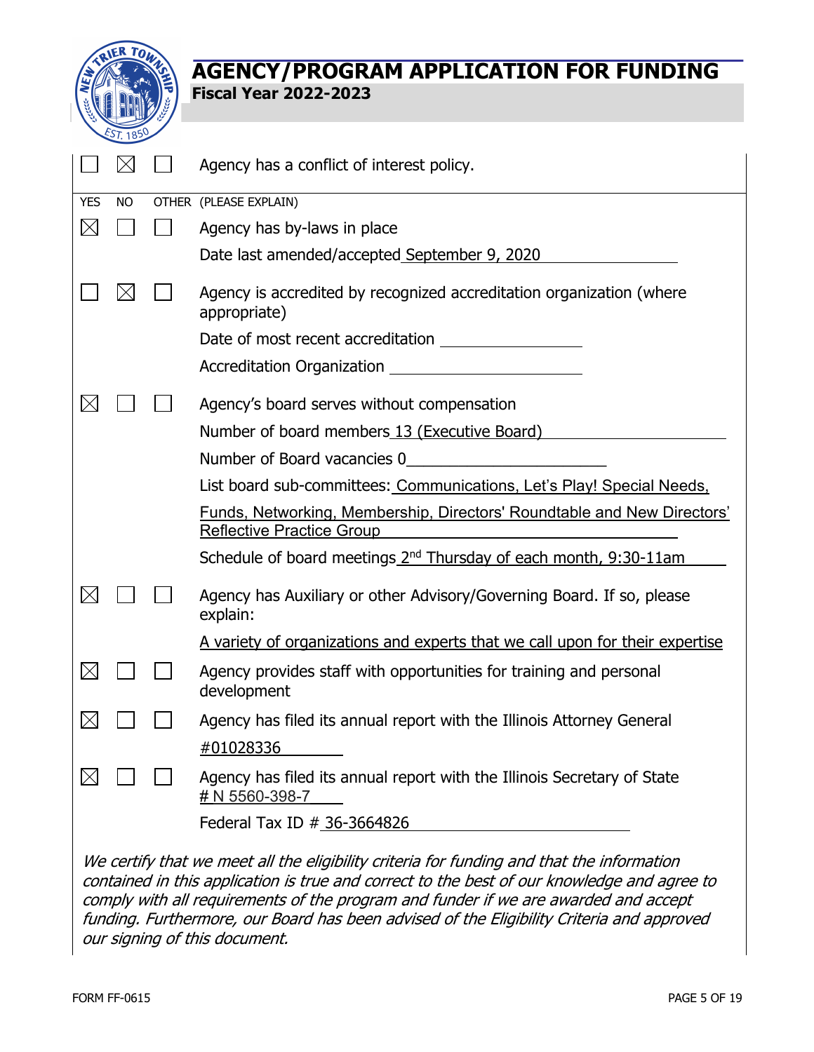# AGENCY/PROGRAM APPLICATION FOR FUNDING

**Fiscal Year 2022-2023**

| YES | NO | OTHER | (PLEASE EXPLAIN) |
|---|---|---|---|
| ☐ | ☒ | ☐ | Agency has a conflict of interest policy. |
| ☒ | ☐ | ☐ | Agency has by-laws in place<br>Date last amended/accepted September 9, 2020 |
| ☐ | ☒ | ☐ | Agency is accredited by recognized accreditation organization (where appropriate)<br>Date of most recent accreditation ________________<br>Accreditation Organization ______________________ |
| ☒ | ☐ | ☐ | Agency's board serves without compensation<br>Number of board members 13 (Executive Board)<br>Number of Board vacancies 0<br>List board sub-committees: Communications, Let's Play! Special Needs, Funds, Networking, Membership, Directors' Roundtable and New Directors' Reflective Practice Group<br>Schedule of board meetings 2nd Thursday of each month, 9:30-11am |
| ☒ | ☐ | ☐ | Agency has Auxiliary or other Advisory/Governing Board. If so, please explain:<br>A variety of organizations and experts that we call upon for their expertise |
| ☒ | ☐ | ☐ | Agency provides staff with opportunities for training and personal development |
| ☒ | ☐ | ☐ | Agency has filed its annual report with the Illinois Attorney General<br>#01028336 |
| ☒ | ☐ | ☐ | Agency has filed its annual report with the Illinois Secretary of State<br># N 5560-398-7<br>Federal Tax ID # 36-3664826 |

*We certify that we meet all the eligibility criteria for funding and that the information contained in this application is true and correct to the best of our knowledge and agree to comply with all requirements of the program and funder if we are awarded and accept funding. Furthermore, our Board has been advised of the Eligibility Criteria and approved our signing of this document.*

FORM FF-0615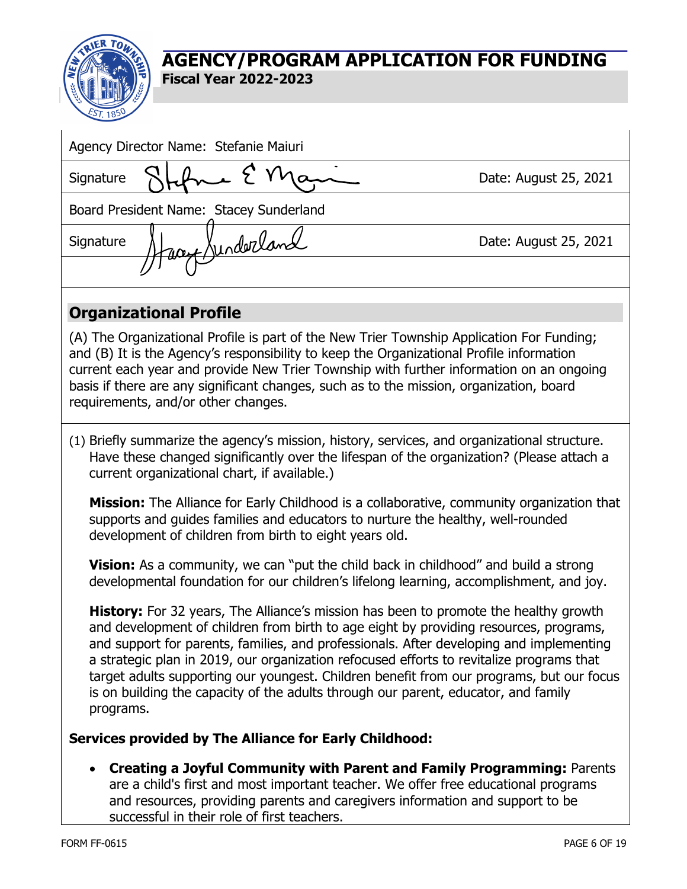# AGENCY/PROGRAM APPLICATION FOR FUNDING

**Fiscal Year 2022-2023**

| | |
|---|---|
| Agency Director Name: Stefanie Maiuri | |
| Signature | Date: August 25, 2021 |
| Board President Name: Stacey Sunderland | |
| Signature | Date: August 25, 2021 |

## Organizational Profile

(A) The Organizational Profile is part of the New Trier Township Application For Funding; and (B) It is the Agency's responsibility to keep the Organizational Profile information current each year and provide New Trier Township with further information on an ongoing basis if there are any significant changes, such as to the mission, organization, board requirements, and/or other changes.

(1) Briefly summarize the agency's mission, history, services, and organizational structure. Have these changed significantly over the lifespan of the organization? (Please attach a current organizational chart, if available.)

**Mission:** The Alliance for Early Childhood is a collaborative, community organization that supports and guides families and educators to nurture the healthy, well-rounded development of children from birth to eight years old.

**Vision:** As a community, we can "put the child back in childhood" and build a strong developmental foundation for our children's lifelong learning, accomplishment, and joy.

**History:** For 32 years, The Alliance's mission has been to promote the healthy growth and development of children from birth to age eight by providing resources, programs, and support for parents, families, and professionals. After developing and implementing a strategic plan in 2019, our organization refocused efforts to revitalize programs that target adults supporting our youngest. Children benefit from our programs, but our focus is on building the capacity of the adults through our parent, educator, and family programs.

**Services provided by The Alliance for Early Childhood:**

- **Creating a Joyful Community with Parent and Family Programming:** Parents are a child's first and most important teacher. We offer free educational programs and resources, providing parents and caregivers information and support to be successful in their role of first teachers.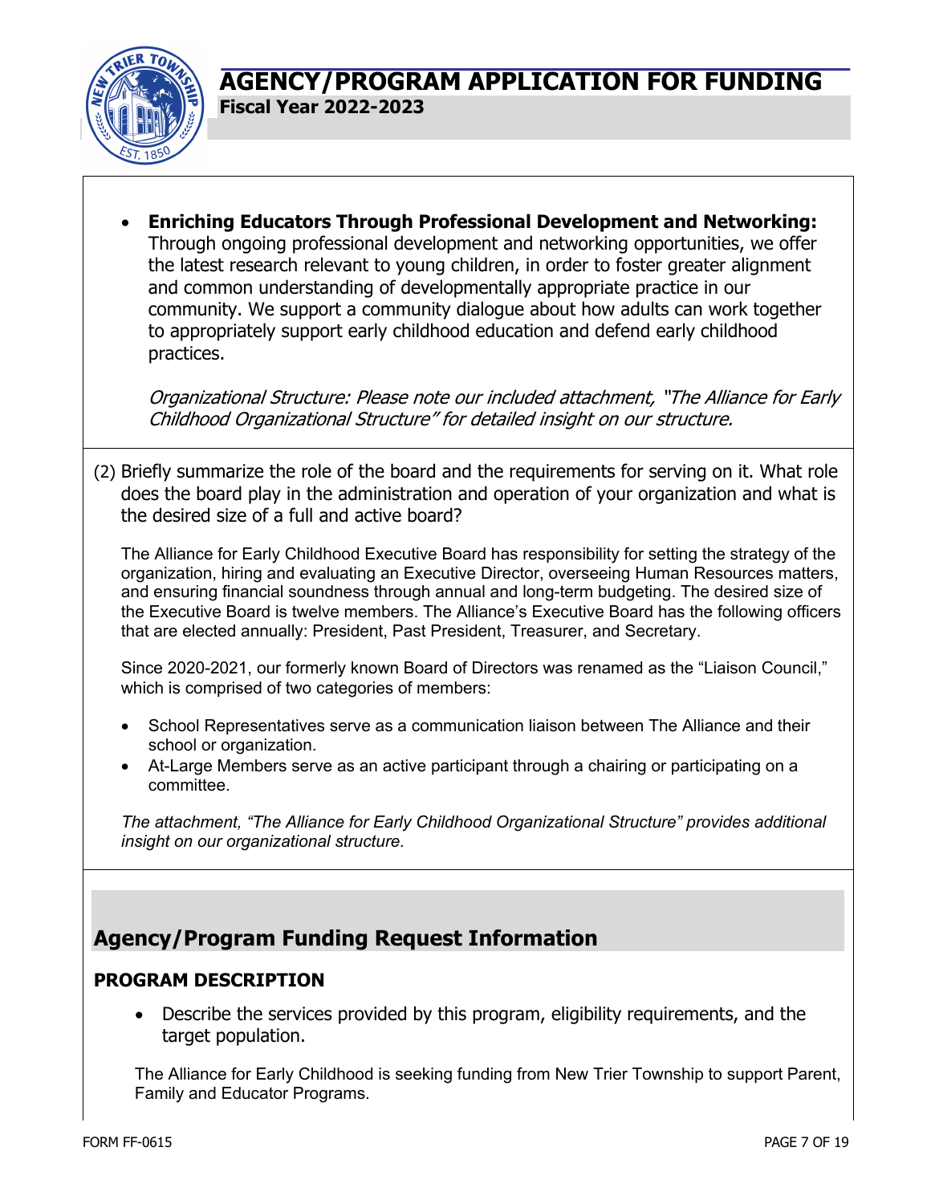- **Enriching Educators Through Professional Development and Networking:** Through ongoing professional development and networking opportunities, we offer the latest research relevant to young children, in order to foster greater alignment and common understanding of developmentally appropriate practice in our community. We support a community dialogue about how adults can work together to appropriately support early childhood education and defend early childhood practices.

  *Organizational Structure: Please note our included attachment, "The Alliance for Early Childhood Organizational Structure" for detailed insight on our structure.*

(2) Briefly summarize the role of the board and the requirements for serving on it. What role does the board play in the administration and operation of your organization and what is the desired size of a full and active board?

The Alliance for Early Childhood Executive Board has responsibility for setting the strategy of the organization, hiring and evaluating an Executive Director, overseeing Human Resources matters, and ensuring financial soundness through annual and long-term budgeting. The desired size of the Executive Board is twelve members. The Alliance's Executive Board has the following officers that are elected annually: President, Past President, Treasurer, and Secretary.

Since 2020-2021, our formerly known Board of Directors was renamed as the "Liaison Council," which is comprised of two categories of members:

- School Representatives serve as a communication liaison between The Alliance and their school or organization.
- At-Large Members serve as an active participant through a chairing or participating on a committee.

*The attachment, "The Alliance for Early Childhood Organizational Structure" provides additional insight on our organizational structure.*

## Agency/Program Funding Request Information

### PROGRAM DESCRIPTION

- Describe the services provided by this program, eligibility requirements, and the target population.

The Alliance for Early Childhood is seeking funding from New Trier Township to support Parent, Family and Educator Programs.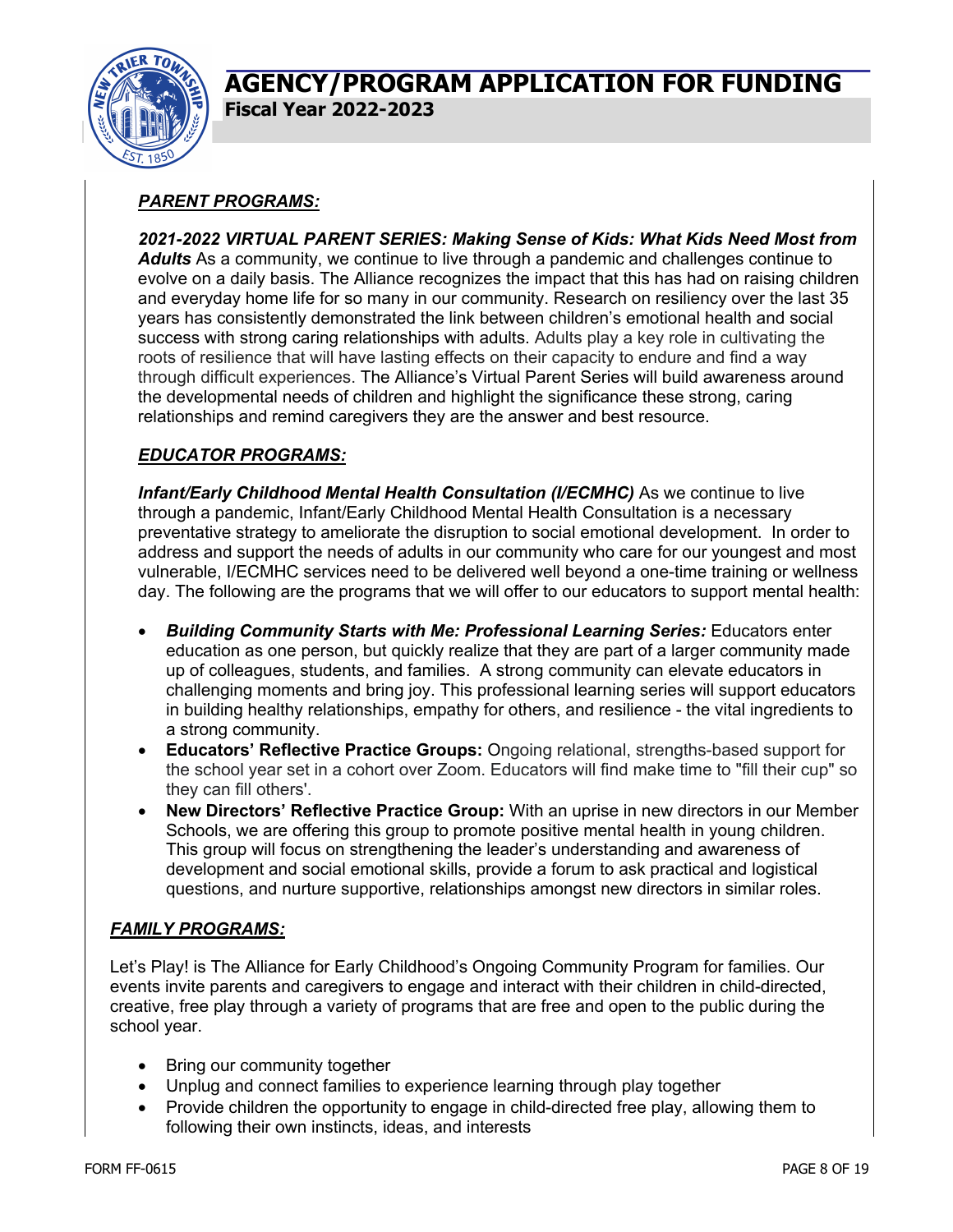***PARENT PROGRAMS:***

***2021-2022 VIRTUAL PARENT SERIES: Making Sense of Kids: What Kids Need Most from Adults*** As a community, we continue to live through a pandemic and challenges continue to evolve on a daily basis. The Alliance recognizes the impact that this has had on raising children and everyday home life for so many in our community. Research on resiliency over the last 35 years has consistently demonstrated the link between children's emotional health and social success with strong caring relationships with adults. Adults play a key role in cultivating the roots of resilience that will have lasting effects on their capacity to endure and find a way through difficult experiences. The Alliance's Virtual Parent Series will build awareness around the developmental needs of children and highlight the significance these strong, caring relationships and remind caregivers they are the answer and best resource.

***EDUCATOR PROGRAMS:***

***Infant/Early Childhood Mental Health Consultation (I/ECMHC)*** As we continue to live through a pandemic, Infant/Early Childhood Mental Health Consultation is a necessary preventative strategy to ameliorate the disruption to social emotional development. In order to address and support the needs of adults in our community who care for our youngest and most vulnerable, I/ECMHC services need to be delivered well beyond a one-time training or wellness day. The following are the programs that we will offer to our educators to support mental health:

- ***Building Community Starts with Me: Professional Learning Series:*** Educators enter education as one person, but quickly realize that they are part of a larger community made up of colleagues, students, and families. A strong community can elevate educators in challenging moments and bring joy. This professional learning series will support educators in building healthy relationships, empathy for others, and resilience - the vital ingredients to a strong community.
- **Educators' Reflective Practice Groups:** Ongoing relational, strengths-based support for the school year set in a cohort over Zoom. Educators will find make time to "fill their cup" so they can fill others'.
- **New Directors' Reflective Practice Group:** With an uprise in new directors in our Member Schools, we are offering this group to promote positive mental health in young children. This group will focus on strengthening the leader's understanding and awareness of development and social emotional skills, provide a forum to ask practical and logistical questions, and nurture supportive, relationships amongst new directors in similar roles.

***FAMILY PROGRAMS:***

Let's Play! is The Alliance for Early Childhood's Ongoing Community Program for families. Our events invite parents and caregivers to engage and interact with their children in child-directed, creative, free play through a variety of programs that are free and open to the public during the school year.

- Bring our community together
- Unplug and connect families to experience learning through play together
- Provide children the opportunity to engage in child-directed free play, allowing them to following their own instincts, ideas, and interests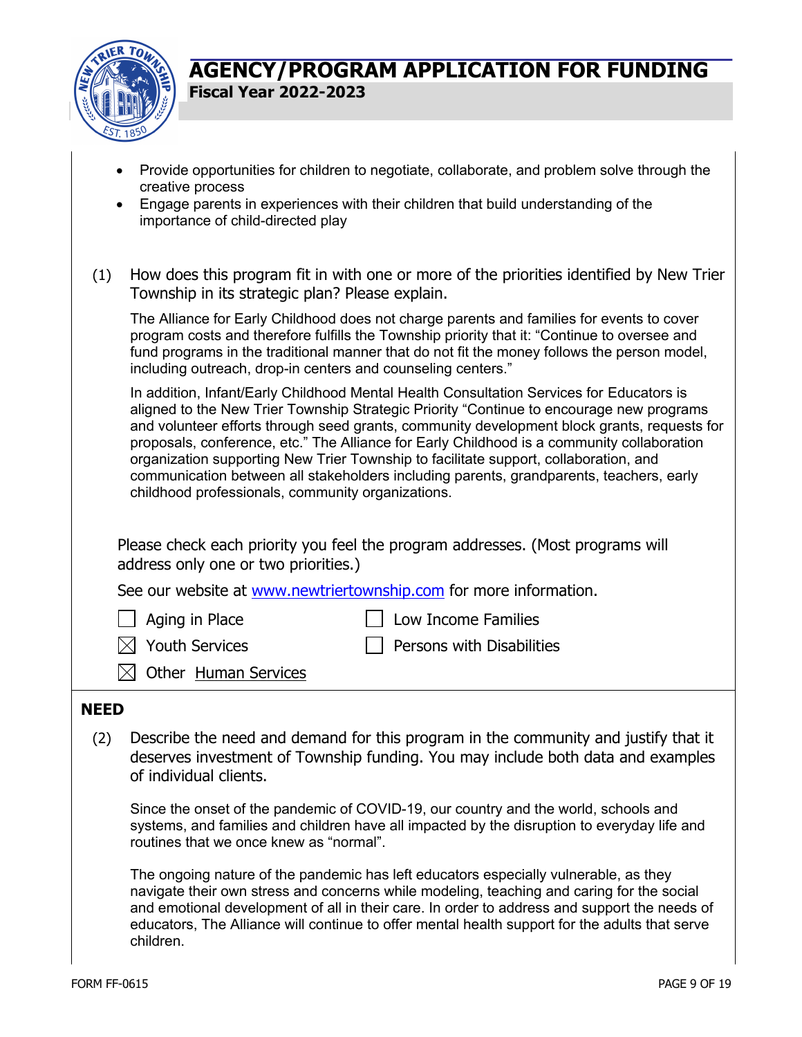- Provide opportunities for children to negotiate, collaborate, and problem solve through the creative process
- Engage parents in experiences with their children that build understanding of the importance of child-directed play

(1) How does this program fit in with one or more of the priorities identified by New Trier Township in its strategic plan? Please explain.

The Alliance for Early Childhood does not charge parents and families for events to cover program costs and therefore fulfills the Township priority that it: “Continue to oversee and fund programs in the traditional manner that do not fit the money follows the person model, including outreach, drop-in centers and counseling centers.”

In addition, Infant/Early Childhood Mental Health Consultation Services for Educators is aligned to the New Trier Township Strategic Priority “Continue to encourage new programs and volunteer efforts through seed grants, community development block grants, requests for proposals, conference, etc.” The Alliance for Early Childhood is a community collaboration organization supporting New Trier Township to facilitate support, collaboration, and communication between all stakeholders including parents, grandparents, teachers, early childhood professionals, community organizations.

Please check each priority you feel the program addresses. (Most programs will address only one or two priorities.)

See our website at www.newtriertownship.com for more information.

- ☐ Aging in Place
- ☐ Low Income Families
- ☒ Youth Services
- ☐ Persons with Disabilities
- ☒ Other Human Services

## NEED

(2) Describe the need and demand for this program in the community and justify that it deserves investment of Township funding. You may include both data and examples of individual clients.

Since the onset of the pandemic of COVID-19, our country and the world, schools and systems, and families and children have all impacted by the disruption to everyday life and routines that we once knew as “normal”.

The ongoing nature of the pandemic has left educators especially vulnerable, as they navigate their own stress and concerns while modeling, teaching and caring for the social and emotional development of all in their care. In order to address and support the needs of educators, The Alliance will continue to offer mental health support for the adults that serve children.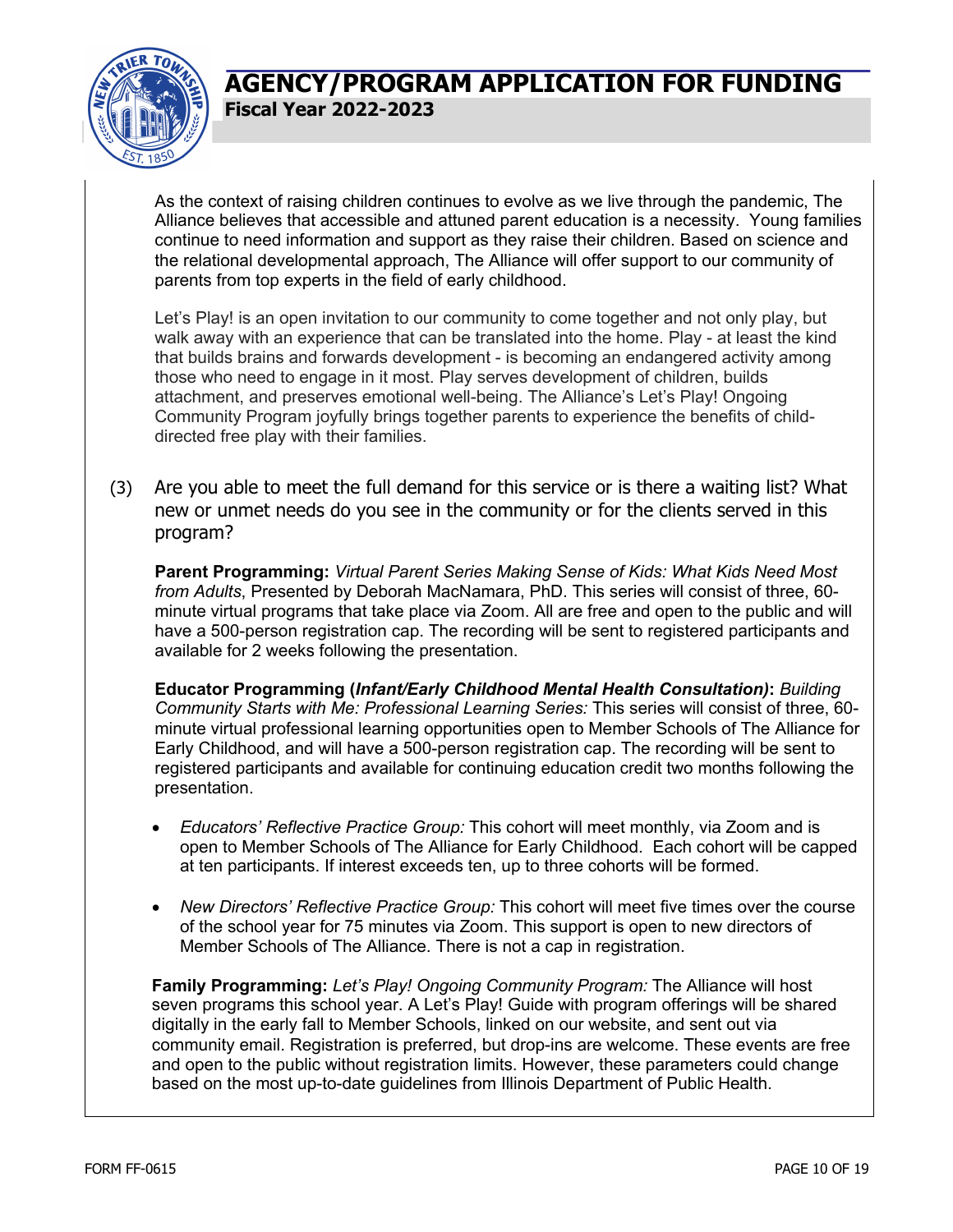As the context of raising children continues to evolve as we live through the pandemic, The Alliance believes that accessible and attuned parent education is a necessity. Young families continue to need information and support as they raise their children. Based on science and the relational developmental approach, The Alliance will offer support to our community of parents from top experts in the field of early childhood.

Let's Play! is an open invitation to our community to come together and not only play, but walk away with an experience that can be translated into the home. Play - at least the kind that builds brains and forwards development - is becoming an endangered activity among those who need to engage in it most. Play serves development of children, builds attachment, and preserves emotional well-being. The Alliance's Let's Play! Ongoing Community Program joyfully brings together parents to experience the benefits of child-directed free play with their families.

(3) Are you able to meet the full demand for this service or is there a waiting list? What new or unmet needs do you see in the community or for the clients served in this program?

**Parent Programming:** *Virtual Parent Series Making Sense of Kids: What Kids Need Most from Adults*, Presented by Deborah MacNamara, PhD. This series will consist of three, 60-minute virtual programs that take place via Zoom. All are free and open to the public and will have a 500-person registration cap. The recording will be sent to registered participants and available for 2 weeks following the presentation.

**Educator Programming (*Infant/Early Childhood Mental Health Consultation*):** *Building Community Starts with Me: Professional Learning Series:* This series will consist of three, 60-minute virtual professional learning opportunities open to Member Schools of The Alliance for Early Childhood, and will have a 500-person registration cap. The recording will be sent to registered participants and available for continuing education credit two months following the presentation.

- *Educators' Reflective Practice Group:* This cohort will meet monthly, via Zoom and is open to Member Schools of The Alliance for Early Childhood. Each cohort will be capped at ten participants. If interest exceeds ten, up to three cohorts will be formed.
- *New Directors' Reflective Practice Group:* This cohort will meet five times over the course of the school year for 75 minutes via Zoom. This support is open to new directors of Member Schools of The Alliance. There is not a cap in registration.

**Family Programming:** *Let's Play! Ongoing Community Program:* The Alliance will host seven programs this school year. A Let's Play! Guide with program offerings will be shared digitally in the early fall to Member Schools, linked on our website, and sent out via community email. Registration is preferred, but drop-ins are welcome. These events are free and open to the public without registration limits. However, these parameters could change based on the most up-to-date guidelines from Illinois Department of Public Health.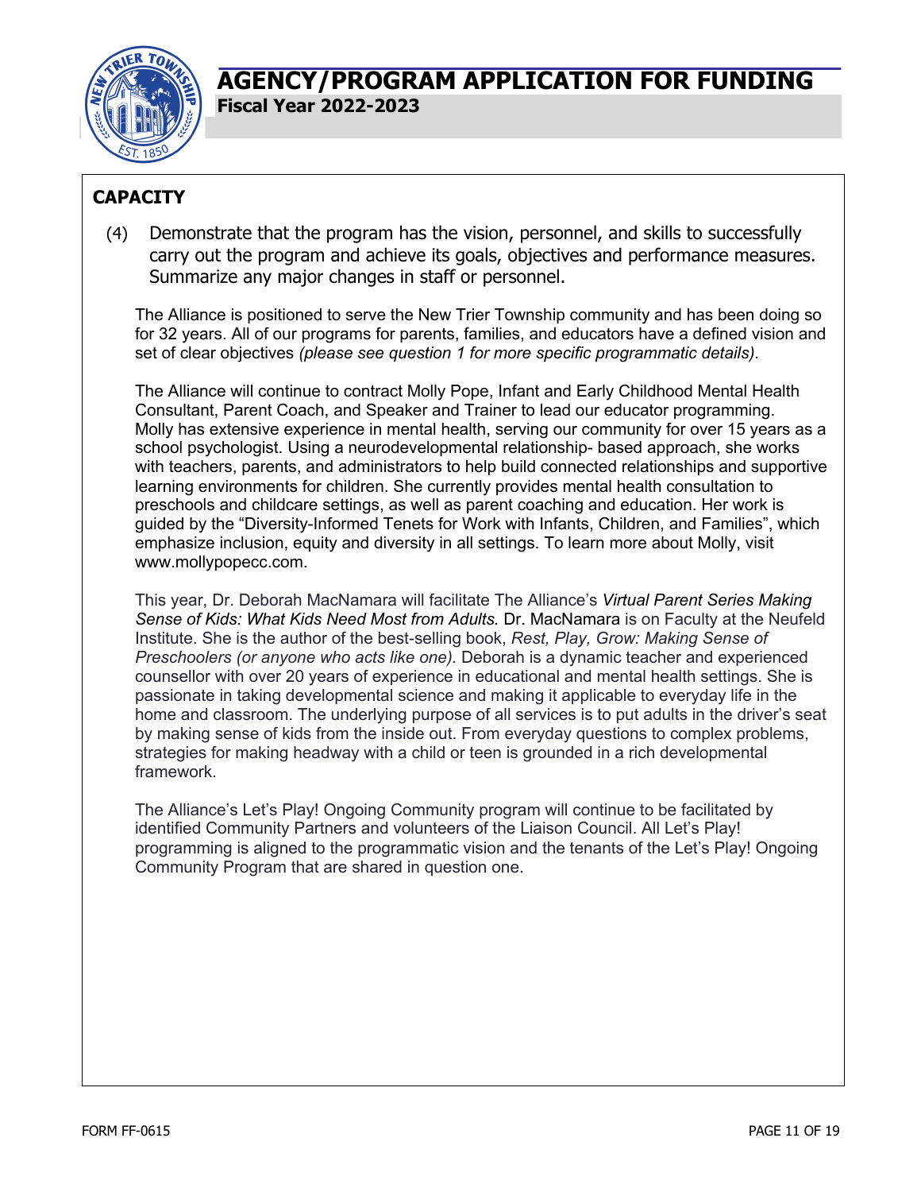# AGENCY/PROGRAM APPLICATION FOR FUNDING

**Fiscal Year 2022-2023**

## CAPACITY

(4) Demonstrate that the program has the vision, personnel, and skills to successfully carry out the program and achieve its goals, objectives and performance measures. Summarize any major changes in staff or personnel.

The Alliance is positioned to serve the New Trier Township community and has been doing so for 32 years. All of our programs for parents, families, and educators have a defined vision and set of clear objectives *(please see question 1 for more specific programmatic details)*.

The Alliance will continue to contract Molly Pope, Infant and Early Childhood Mental Health Consultant, Parent Coach, and Speaker and Trainer to lead our educator programming. Molly has extensive experience in mental health, serving our community for over 15 years as a school psychologist. Using a neurodevelopmental relationship- based approach, she works with teachers, parents, and administrators to help build connected relationships and supportive learning environments for children. She currently provides mental health consultation to preschools and childcare settings, as well as parent coaching and education. Her work is guided by the "Diversity-Informed Tenets for Work with Infants, Children, and Families", which emphasize inclusion, equity and diversity in all settings. To learn more about Molly, visit www.mollypopecc.com.

This year, Dr. Deborah MacNamara will facilitate The Alliance's *Virtual Parent Series Making Sense of Kids: What Kids Need Most from Adults.* Dr. MacNamara is on Faculty at the Neufeld Institute. She is the author of the best-selling book, *Rest, Play, Grow: Making Sense of Preschoolers (or anyone who acts like one).* Deborah is a dynamic teacher and experienced counsellor with over 20 years of experience in educational and mental health settings. She is passionate in taking developmental science and making it applicable to everyday life in the home and classroom. The underlying purpose of all services is to put adults in the driver's seat by making sense of kids from the inside out. From everyday questions to complex problems, strategies for making headway with a child or teen is grounded in a rich developmental framework.

The Alliance's Let's Play! Ongoing Community program will continue to be facilitated by identified Community Partners and volunteers of the Liaison Council. All Let's Play! programming is aligned to the programmatic vision and the tenants of the Let's Play! Ongoing Community Program that are shared in question one.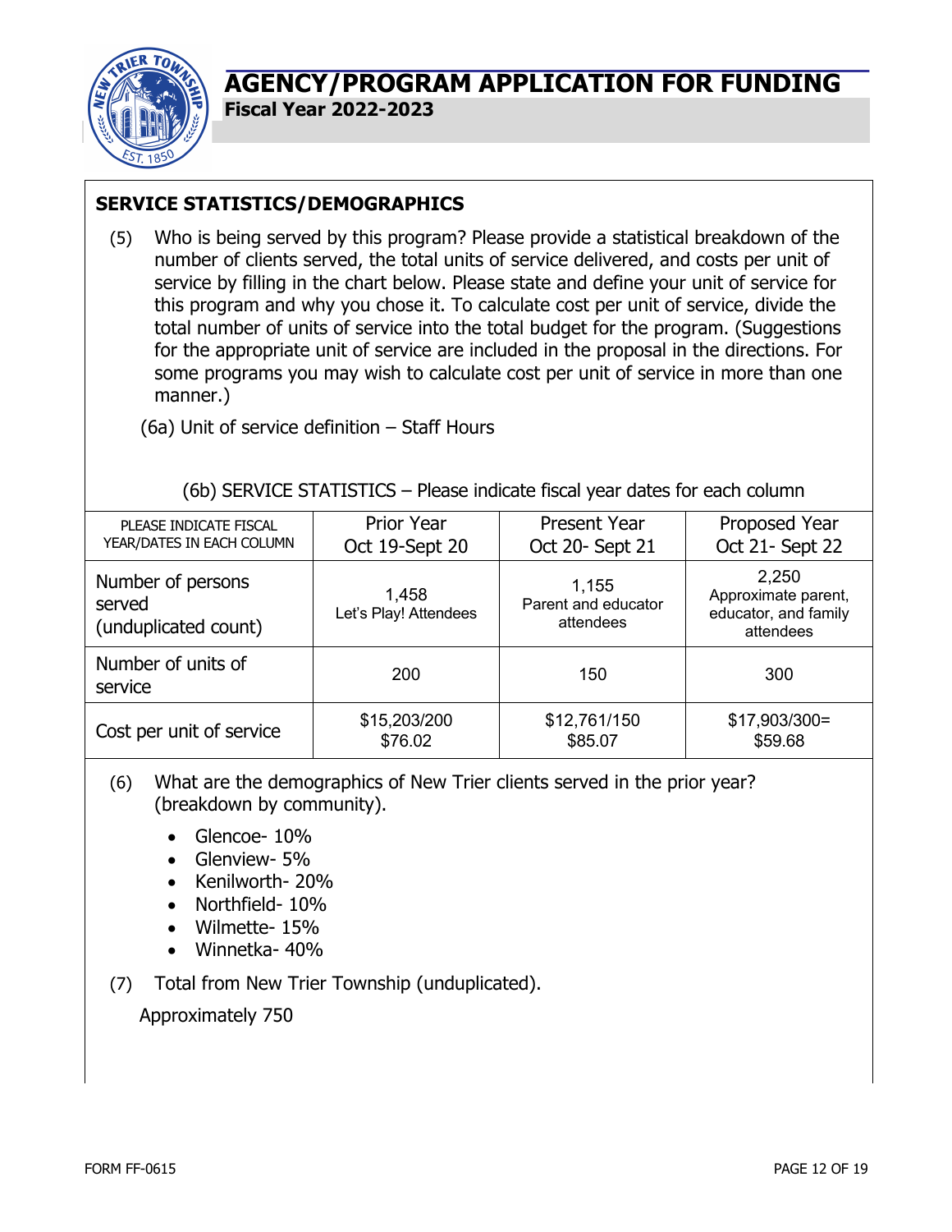# AGENCY/PROGRAM APPLICATION FOR FUNDING

**Fiscal Year 2022-2023**

## SERVICE STATISTICS/DEMOGRAPHICS

(5) Who is being served by this program? Please provide a statistical breakdown of the number of clients served, the total units of service delivered, and costs per unit of service by filling in the chart below. Please state and define your unit of service for this program and why you chose it. To calculate cost per unit of service, divide the total number of units of service into the total budget for the program. (Suggestions for the appropriate unit of service are included in the proposal in the directions. For some programs you may wish to calculate cost per unit of service in more than one manner.)

(6a) Unit of service definition – Staff Hours

(6b) SERVICE STATISTICS – Please indicate fiscal year dates for each column

| PLEASE INDICATE FISCAL YEAR/DATES IN EACH COLUMN | Prior Year Oct 19-Sept 20 | Present Year Oct 20- Sept 21 | Proposed Year Oct 21- Sept 22 |
|---|---|---|---|
| Number of persons served (unduplicated count) | 1,458 Let's Play! Attendees | 1,155 Parent and educator attendees | 2,250 Approximate parent, educator, and family attendees |
| Number of units of service | 200 | 150 | 300 |
| Cost per unit of service | $15,203/200 $76.02 | $12,761/150 $85.07 | $17,903/300= $59.68 |

(6) What are the demographics of New Trier clients served in the prior year? (breakdown by community).

- Glencoe- 10%
- Glenview- 5%
- Kenilworth- 20%
- Northfield- 10%
- Wilmette- 15%
- Winnetka- 40%

(7) Total from New Trier Township (unduplicated).

Approximately 750

FORM FF-0615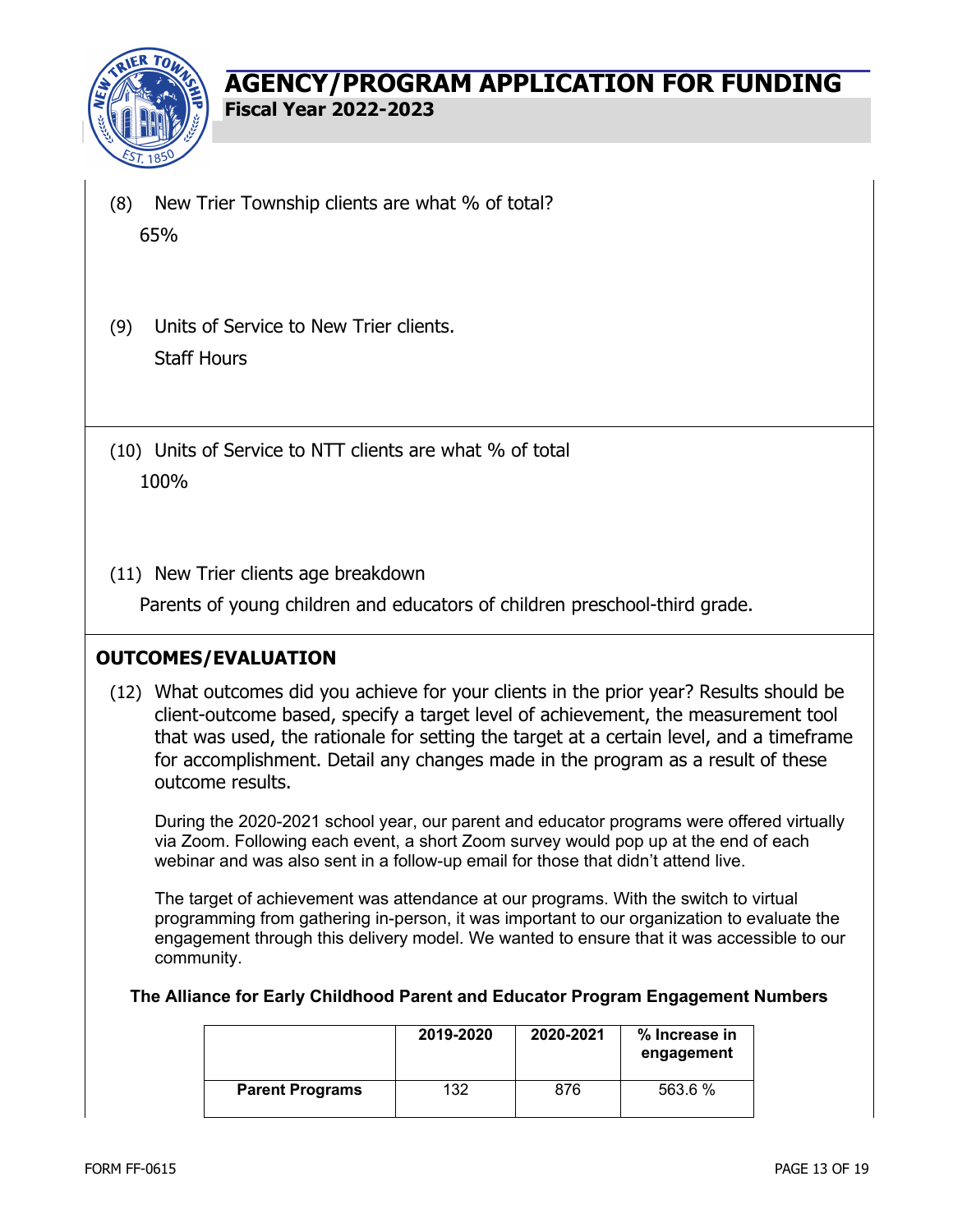(8) New Trier Township clients are what % of total?

65%

(9) Units of Service to New Trier clients.

Staff Hours

(10) Units of Service to NTT clients are what % of total

100%

(11) New Trier clients age breakdown

Parents of young children and educators of children preschool-third grade.

## OUTCOMES/EVALUATION

(12) What outcomes did you achieve for your clients in the prior year? Results should be client-outcome based, specify a target level of achievement, the measurement tool that was used, the rationale for setting the target at a certain level, and a timeframe for accomplishment. Detail any changes made in the program as a result of these outcome results.

During the 2020-2021 school year, our parent and educator programs were offered virtually via Zoom. Following each event, a short Zoom survey would pop up at the end of each webinar and was also sent in a follow-up email for those that didn't attend live.

The target of achievement was attendance at our programs. With the switch to virtual programming from gathering in-person, it was important to our organization to evaluate the engagement through this delivery model. We wanted to ensure that it was accessible to our community.

**The Alliance for Early Childhood Parent and Educator Program Engagement Numbers**

| | 2019-2020 | 2020-2021 | % Increase in engagement |
|---|---|---|---|
| **Parent Programs** | 132 | 876 | 563.6 % |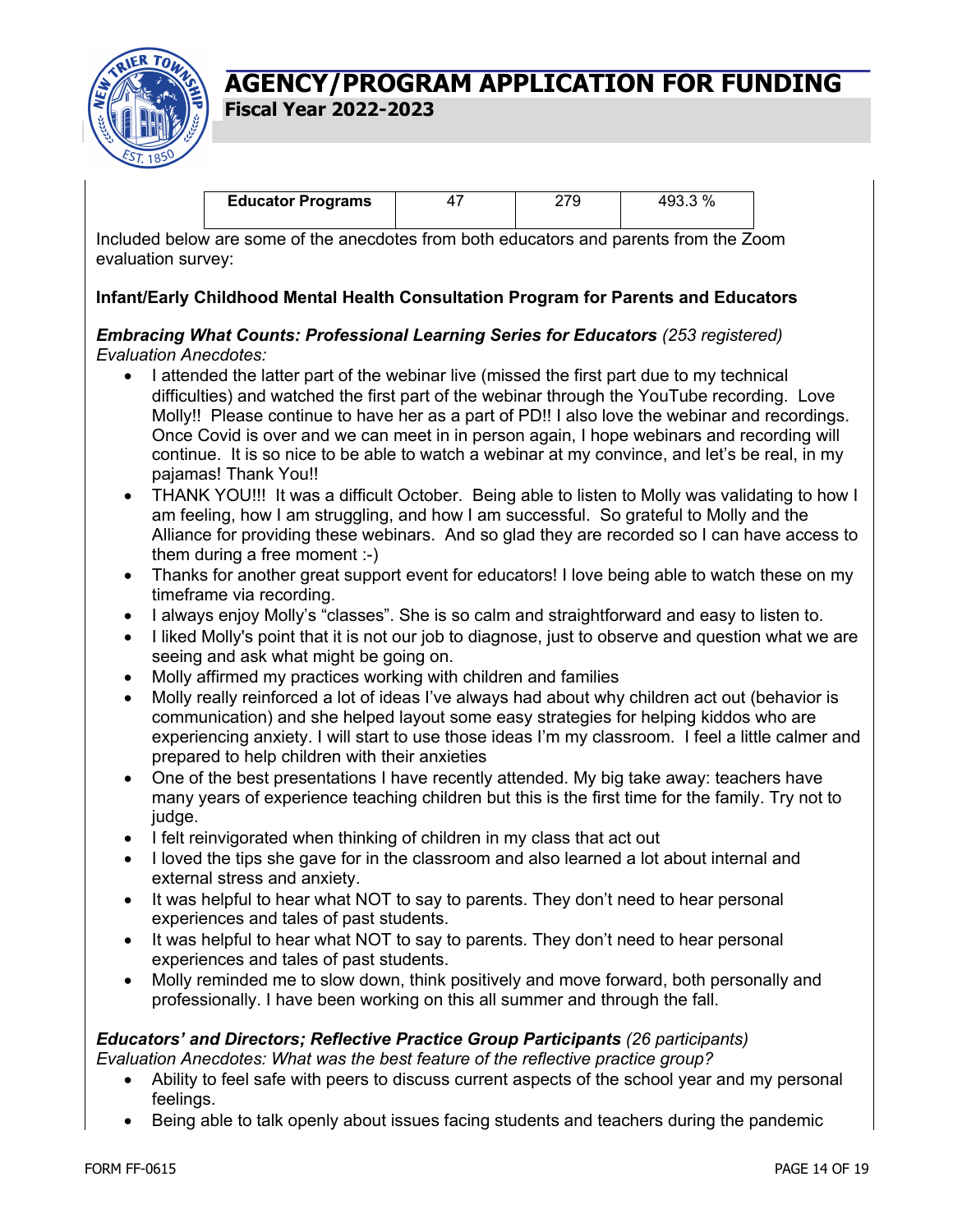| Educator Programs | 47 | 279 | 493.3 % |
|---|---|---|---|

Included below are some of the anecdotes from both educators and parents from the Zoom evaluation survey:

**Infant/Early Childhood Mental Health Consultation Program for Parents and Educators**

***Embracing What Counts: Professional Learning Series for Educators*** *(253 registered)*
*Evaluation Anecdotes:*

- I attended the latter part of the webinar live (missed the first part due to my technical difficulties) and watched the first part of the webinar through the YouTube recording. Love Molly!! Please continue to have her as a part of PD!! I also love the webinar and recordings. Once Covid is over and we can meet in in person again, I hope webinars and recording will continue. It is so nice to be able to watch a webinar at my convince, and let's be real, in my pajamas! Thank You!!
- THANK YOU!!! It was a difficult October. Being able to listen to Molly was validating to how I am feeling, how I am struggling, and how I am successful. So grateful to Molly and the Alliance for providing these webinars. And so glad they are recorded so I can have access to them during a free moment :-)
- Thanks for another great support event for educators! I love being able to watch these on my timeframe via recording.
- I always enjoy Molly's "classes". She is so calm and straightforward and easy to listen to.
- I liked Molly's point that it is not our job to diagnose, just to observe and question what we are seeing and ask what might be going on.
- Molly affirmed my practices working with children and families
- Molly really reinforced a lot of ideas I've always had about why children act out (behavior is communication) and she helped layout some easy strategies for helping kiddos who are experiencing anxiety. I will start to use those ideas I'm my classroom. I feel a little calmer and prepared to help children with their anxieties
- One of the best presentations I have recently attended. My big take away: teachers have many years of experience teaching children but this is the first time for the family. Try not to judge.
- I felt reinvigorated when thinking of children in my class that act out
- I loved the tips she gave for in the classroom and also learned a lot about internal and external stress and anxiety.
- It was helpful to hear what NOT to say to parents. They don't need to hear personal experiences and tales of past students.
- It was helpful to hear what NOT to say to parents. They don't need to hear personal experiences and tales of past students.
- Molly reminded me to slow down, think positively and move forward, both personally and professionally. I have been working on this all summer and through the fall.

***Educators' and Directors; Reflective Practice Group Participants*** *(26 participants)*
*Evaluation Anecdotes: What was the best feature of the reflective practice group?*

- Ability to feel safe with peers to discuss current aspects of the school year and my personal feelings.
- Being able to talk openly about issues facing students and teachers during the pandemic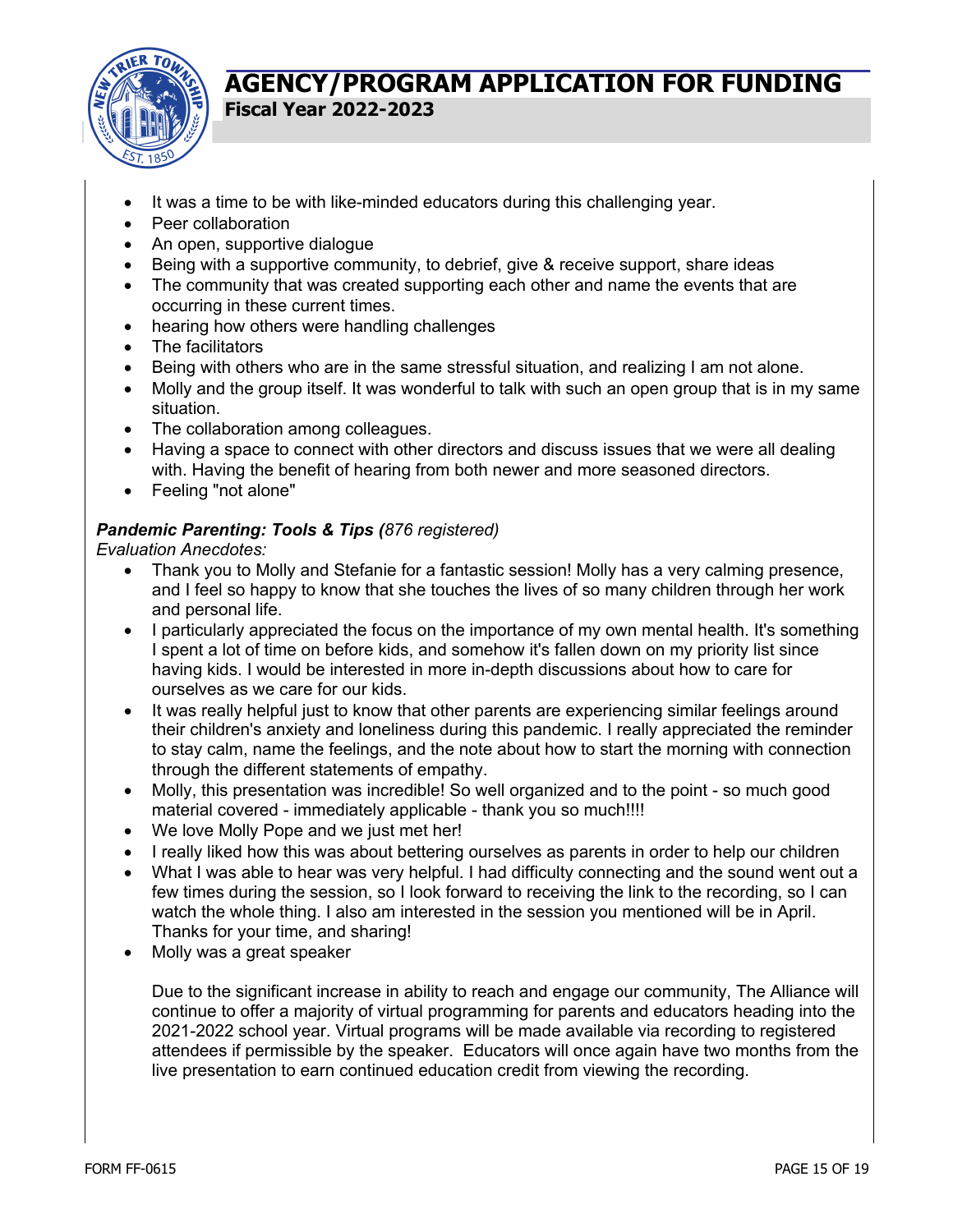- It was a time to be with like-minded educators during this challenging year.
- Peer collaboration
- An open, supportive dialogue
- Being with a supportive community, to debrief, give & receive support, share ideas
- The community that was created supporting each other and name the events that are occurring in these current times.
- hearing how others were handling challenges
- The facilitators
- Being with others who are in the same stressful situation, and realizing I am not alone.
- Molly and the group itself. It was wonderful to talk with such an open group that is in my same situation.
- The collaboration among colleagues.
- Having a space to connect with other directors and discuss issues that we were all dealing with. Having the benefit of hearing from both newer and more seasoned directors.
- Feeling "not alone"

***Pandemic Parenting: Tools & Tips (****876 registered)*

*Evaluation Anecdotes:*

- Thank you to Molly and Stefanie for a fantastic session! Molly has a very calming presence, and I feel so happy to know that she touches the lives of so many children through her work and personal life.
- I particularly appreciated the focus on the importance of my own mental health. It's something I spent a lot of time on before kids, and somehow it's fallen down on my priority list since having kids. I would be interested in more in-depth discussions about how to care for ourselves as we care for our kids.
- It was really helpful just to know that other parents are experiencing similar feelings around their children's anxiety and loneliness during this pandemic. I really appreciated the reminder to stay calm, name the feelings, and the note about how to start the morning with connection through the different statements of empathy.
- Molly, this presentation was incredible! So well organized and to the point - so much good material covered - immediately applicable - thank you so much!!!!
- We love Molly Pope and we just met her!
- I really liked how this was about bettering ourselves as parents in order to help our children
- What I was able to hear was very helpful. I had difficulty connecting and the sound went out a few times during the session, so I look forward to receiving the link to the recording, so I can watch the whole thing. I also am interested in the session you mentioned will be in April. Thanks for your time, and sharing!
- Molly was a great speaker

Due to the significant increase in ability to reach and engage our community, The Alliance will continue to offer a majority of virtual programming for parents and educators heading into the 2021-2022 school year. Virtual programs will be made available via recording to registered attendees if permissible by the speaker. Educators will once again have two months from the live presentation to earn continued education credit from viewing the recording.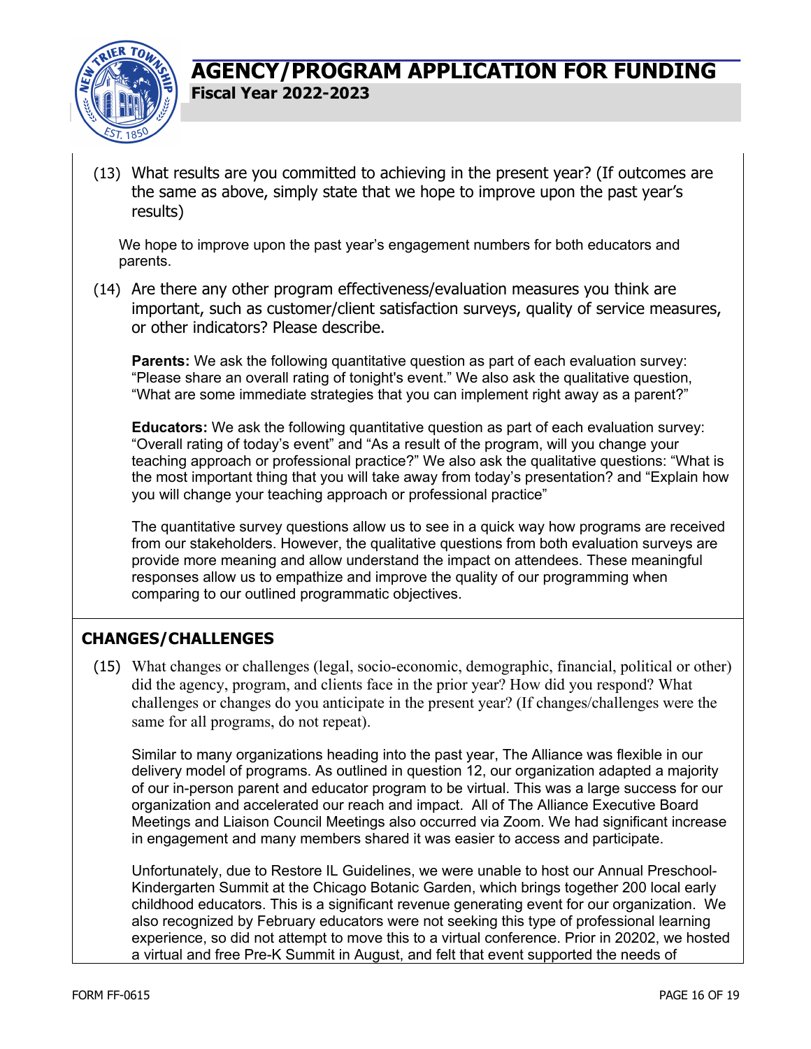(13) What results are you committed to achieving in the present year? (If outcomes are the same as above, simply state that we hope to improve upon the past year's results)

We hope to improve upon the past year's engagement numbers for both educators and parents.

(14) Are there any other program effectiveness/evaluation measures you think are important, such as customer/client satisfaction surveys, quality of service measures, or other indicators? Please describe.

**Parents:** We ask the following quantitative question as part of each evaluation survey: "Please share an overall rating of tonight's event." We also ask the qualitative question, "What are some immediate strategies that you can implement right away as a parent?"

**Educators:** We ask the following quantitative question as part of each evaluation survey: "Overall rating of today's event" and "As a result of the program, will you change your teaching approach or professional practice?" We also ask the qualitative questions: "What is the most important thing that you will take away from today's presentation? and "Explain how you will change your teaching approach or professional practice"

The quantitative survey questions allow us to see in a quick way how programs are received from our stakeholders. However, the qualitative questions from both evaluation surveys are provide more meaning and allow understand the impact on attendees. These meaningful responses allow us to empathize and improve the quality of our programming when comparing to our outlined programmatic objectives.

## CHANGES/CHALLENGES

(15) What changes or challenges (legal, socio-economic, demographic, financial, political or other) did the agency, program, and clients face in the prior year? How did you respond? What challenges or changes do you anticipate in the present year? (If changes/challenges were the same for all programs, do not repeat).

Similar to many organizations heading into the past year, The Alliance was flexible in our delivery model of programs. As outlined in question 12, our organization adapted a majority of our in-person parent and educator program to be virtual. This was a large success for our organization and accelerated our reach and impact. All of The Alliance Executive Board Meetings and Liaison Council Meetings also occurred via Zoom. We had significant increase in engagement and many members shared it was easier to access and participate.

Unfortunately, due to Restore IL Guidelines, we were unable to host our Annual Preschool-Kindergarten Summit at the Chicago Botanic Garden, which brings together 200 local early childhood educators. This is a significant revenue generating event for our organization. We also recognized by February educators were not seeking this type of professional learning experience, so did not attempt to move this to a virtual conference. Prior in 20202, we hosted a virtual and free Pre-K Summit in August, and felt that event supported the needs of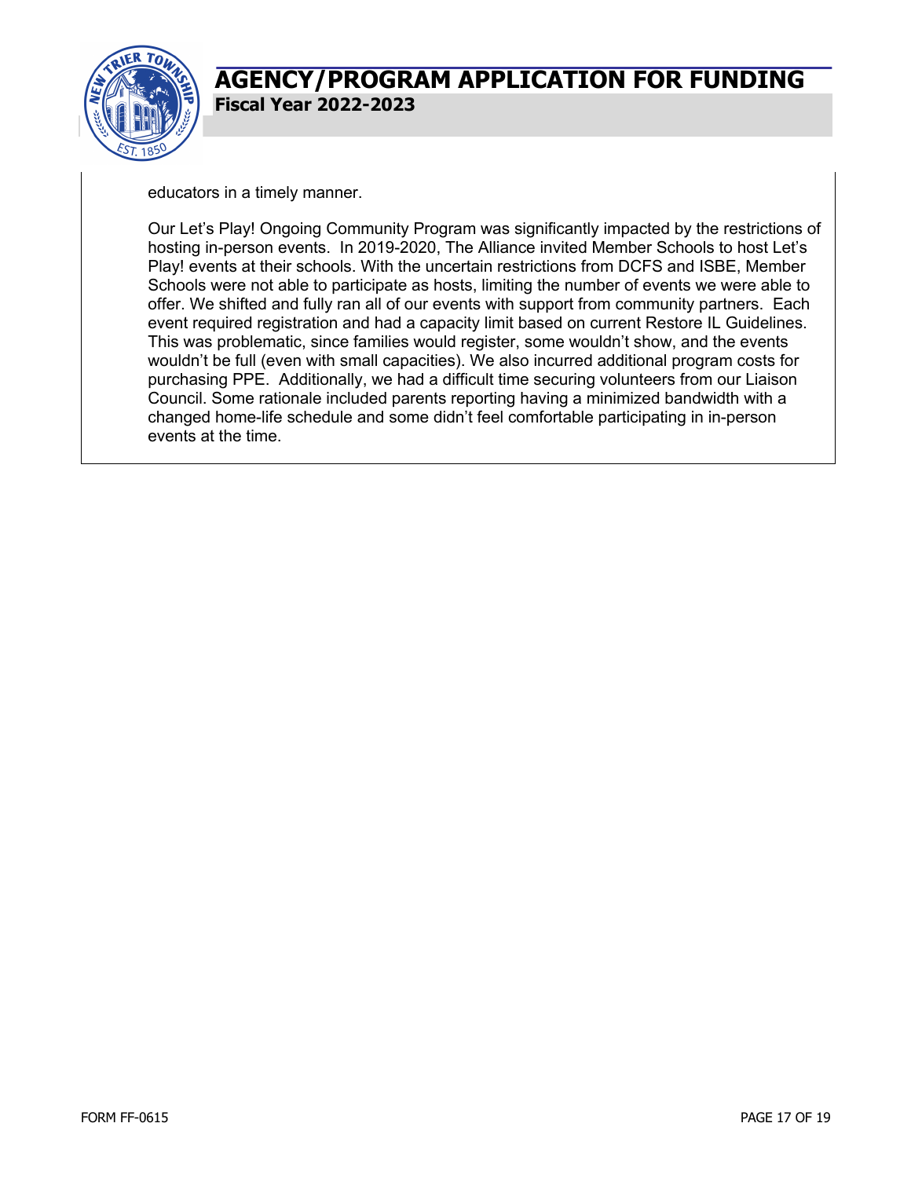educators in a timely manner.

Our Let's Play! Ongoing Community Program was significantly impacted by the restrictions of hosting in-person events. In 2019-2020, The Alliance invited Member Schools to host Let's Play! events at their schools. With the uncertain restrictions from DCFS and ISBE, Member Schools were not able to participate as hosts, limiting the number of events we were able to offer. We shifted and fully ran all of our events with support from community partners. Each event required registration and had a capacity limit based on current Restore IL Guidelines. This was problematic, since families would register, some wouldn't show, and the events wouldn't be full (even with small capacities). We also incurred additional program costs for purchasing PPE. Additionally, we had a difficult time securing volunteers from our Liaison Council. Some rationale included parents reporting having a minimized bandwidth with a changed home-life schedule and some didn't feel comfortable participating in in-person events at the time.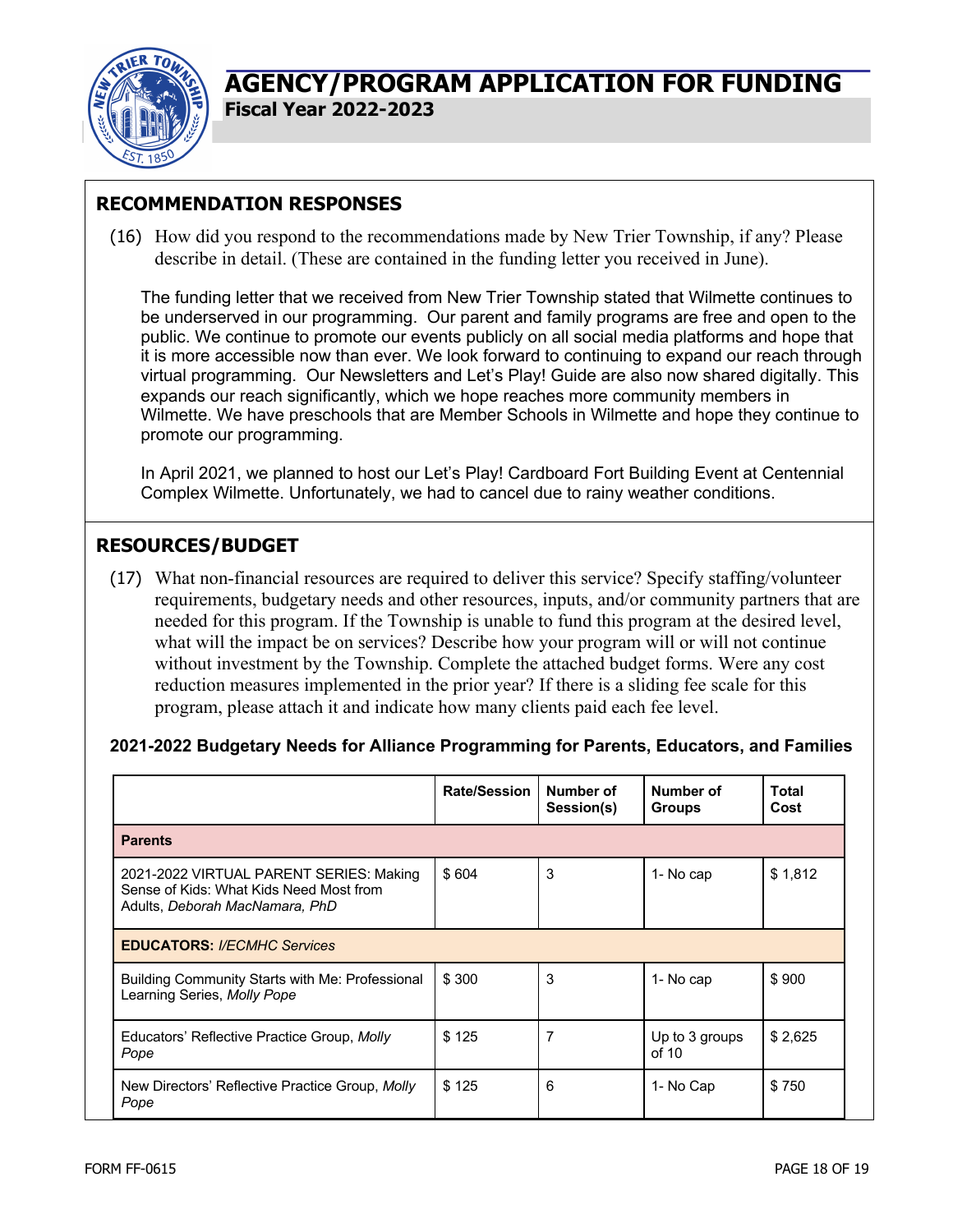# AGENCY/PROGRAM APPLICATION FOR FUNDING

**Fiscal Year 2022-2023**

## RECOMMENDATION RESPONSES

(16) How did you respond to the recommendations made by New Trier Township, if any? Please describe in detail. (These are contained in the funding letter you received in June).

The funding letter that we received from New Trier Township stated that Wilmette continues to be underserved in our programming. Our parent and family programs are free and open to the public. We continue to promote our events publicly on all social media platforms and hope that it is more accessible now than ever. We look forward to continuing to expand our reach through virtual programming. Our Newsletters and Let's Play! Guide are also now shared digitally. This expands our reach significantly, which we hope reaches more community members in Wilmette. We have preschools that are Member Schools in Wilmette and hope they continue to promote our programming.

In April 2021, we planned to host our Let's Play! Cardboard Fort Building Event at Centennial Complex Wilmette. Unfortunately, we had to cancel due to rainy weather conditions.

## RESOURCES/BUDGET

(17) What non-financial resources are required to deliver this service? Specify staffing/volunteer requirements, budgetary needs and other resources, inputs, and/or community partners that are needed for this program. If the Township is unable to fund this program at the desired level, what will the impact be on services? Describe how your program will or will not continue without investment by the Township. Complete the attached budget forms. Were any cost reduction measures implemented in the prior year? If there is a sliding fee scale for this program, please attach it and indicate how many clients paid each fee level.

**2021-2022 Budgetary Needs for Alliance Programming for Parents, Educators, and Families**

| | Rate/Session | Number of Session(s) | Number of Groups | Total Cost |
|---|---|---|---|---|
| **Parents** | | | | |
| 2021-2022 VIRTUAL PARENT SERIES: Making Sense of Kids: What Kids Need Most from Adults, *Deborah MacNamara, PhD* | $ 604 | 3 | 1- No cap | $ 1,812 |
| **EDUCATORS:** *I/ECMHC Services* | | | | |
| Building Community Starts with Me: Professional Learning Series, *Molly Pope* | $ 300 | 3 | 1- No cap | $ 900 |
| Educators' Reflective Practice Group, *Molly Pope* | $ 125 | 7 | Up to 3 groups of 10 | $ 2,625 |
| New Directors' Reflective Practice Group, *Molly Pope* | $ 125 | 6 | 1- No Cap | $ 750 |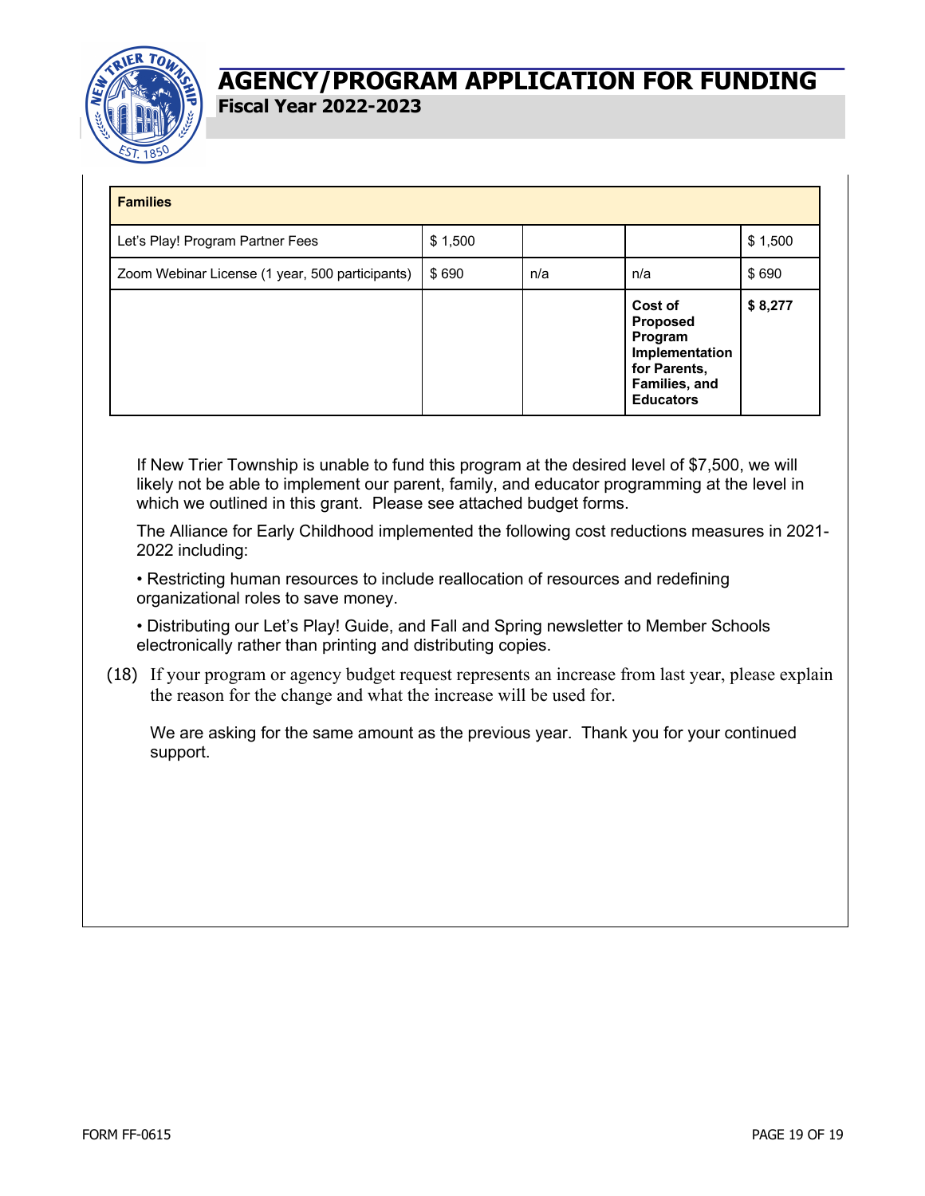| Families | | | | |
|---|---|---|---|---|
| Let's Play! Program Partner Fees | $ 1,500 | | | $ 1,500 |
| Zoom Webinar License (1 year, 500 participants) | $ 690 | n/a | n/a | $ 690 |
| | | | **Cost of Proposed Program Implementation for Parents, Families, and Educators** | **$ 8,277** |

If New Trier Township is unable to fund this program at the desired level of $7,500, we will likely not be able to implement our parent, family, and educator programming at the level in which we outlined in this grant. Please see attached budget forms.

The Alliance for Early Childhood implemented the following cost reductions measures in 2021-2022 including:

• Restricting human resources to include reallocation of resources and redefining organizational roles to save money.

• Distributing our Let's Play! Guide, and Fall and Spring newsletter to Member Schools electronically rather than printing and distributing copies.

(18) If your program or agency budget request represents an increase from last year, please explain the reason for the change and what the increase will be used for.

We are asking for the same amount as the previous year. Thank you for your continued support.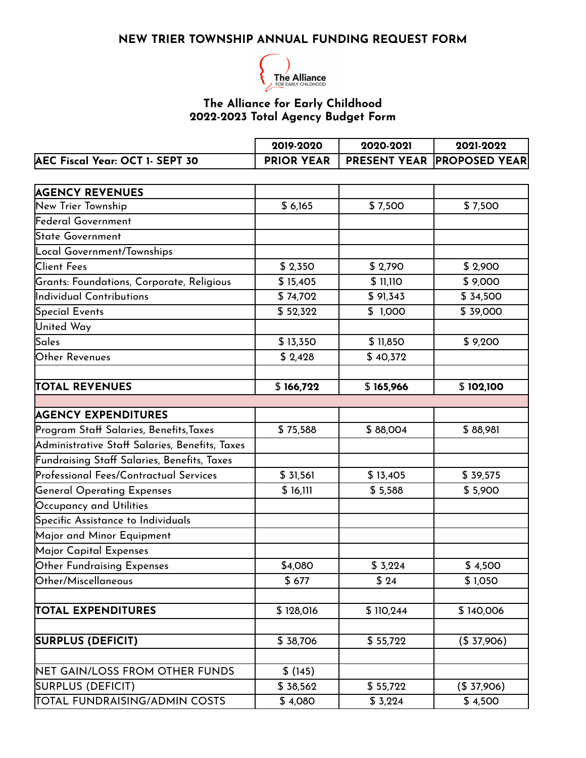# NEW TRIER TOWNSHIP ANNUAL FUNDING REQUEST FORM

The Alliance FOR EARLY CHILDHOOD

## The Alliance for Early Childhood
## 2022-2023 Total Agency Budget Form

| | 2019-2020 | 2020-2021 | 2021-2022 |
|---|---|---|---|
| **AEC Fiscal Year: OCT 1- SEPT 30** | **PRIOR YEAR** | **PRESENT YEAR** | **PROPOSED YEAR** |
| **AGENCY REVENUES** | | | |
| New Trier Township | $ 6,165 | $ 7,500 | $ 7,500 |
| Federal Government | | | |
| State Government | | | |
| Local Government/Townships | | | |
| Client Fees | $ 2,350 | $ 2,790 | $ 2,900 |
| Grants: Foundations, Corporate, Religious | $ 15,405 | $ 11,110 | $ 9,000 |
| Individual Contributions | $ 74,702 | $ 91,343 | $ 34,500 |
| Special Events | $ 52,322 | $ 1,000 | $ 39,000 |
| United Way | | | |
| Sales | $ 13,350 | $ 11,850 | $ 9,200 |
| Other Revenues | $ 2,428 | $ 40,372 | |
| | | | |
| **TOTAL REVENUES** | $ **166,722** | $ **165,966** | $ **102,100** |
| | | | |
| **AGENCY EXPENDITURES** | | | |
| Program Staff Salaries, Benefits,Taxes | $ 75,588 | $ 88,004 | $ 88,981 |
| Administrative Staff Salaries, Benefits, Taxes | | | |
| Fundraising Staff Salaries, Benefits, Taxes | | | |
| Professional Fees/Contractual Services | $ 31,561 | $ 13,405 | $ 39,575 |
| General Operating Expenses | $ 16,111 | $ 5,588 | $ 5,900 |
| Occupancy and Utilities | | | |
| Specific Assistance to Individuals | | | |
| Major and Minor Equipment | | | |
| Major Capital Expenses | | | |
| Other Fundraising Expenses | $4,080 | $ 3,224 | $ 4,500 |
| Other/Miscellaneous | $ 677 | $ 24 | $ 1,050 |
| | | | |
| **TOTAL EXPENDITURES** | $ 128,016 | $ 110,244 | $ 140,006 |
| | | | |
| **SURPLUS (DEFICIT)** | $ 38,706 | $ 55,722 | ($ 37,906) |
| | | | |
| NET GAIN/LOSS FROM OTHER FUNDS | $ (145) | | |
| SURPLUS (DEFICIT) | $ 38,562 | $ 55,722 | ($ 37,906) |
| TOTAL FUNDRAISING/ADMIN COSTS | $ 4,080 | $ 3,224 | $ 4,500 |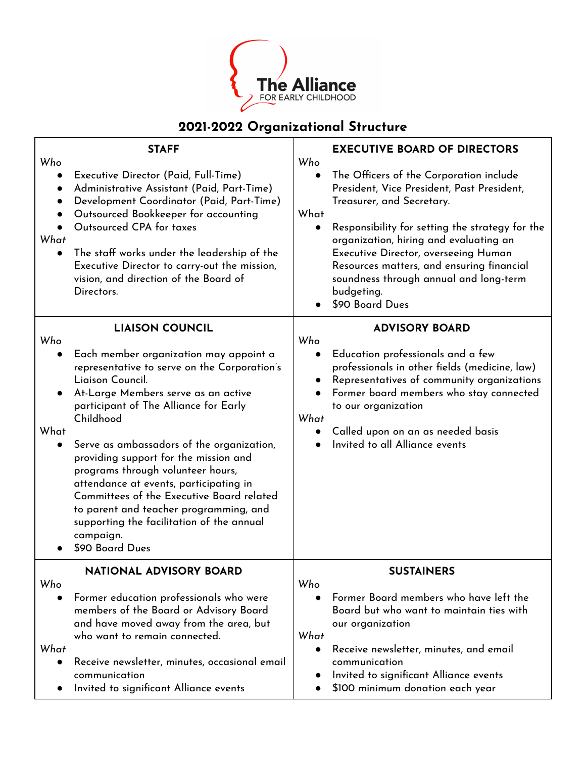The Alliance
FOR EARLY CHILDHOOD

# 2021-2022 Organizational Structure

## STAFF

*Who*

- Executive Director (Paid, Full-Time)
- Administrative Assistant (Paid, Part-Time)
- Development Coordinator (Paid, Part-Time)
- Outsourced Bookkeeper for accounting
- Outsourced CPA for taxes

*What*

- The staff works under the leadership of the Executive Director to carry-out the mission, vision, and direction of the Board of Directors.

## EXECUTIVE BOARD OF DIRECTORS

*Who*

- The Officers of the Corporation include President, Vice President, Past President, Treasurer, and Secretary.

*What*

- Responsibility for setting the strategy for the organization, hiring and evaluating an Executive Director, overseeing Human Resources matters, and ensuring financial soundness through annual and long-term budgeting.
- $90 Board Dues

## LIAISON COUNCIL

*Who*

- Each member organization may appoint a representative to serve on the Corporation's Liaison Council.
- At-Large Members serve as an active participant of The Alliance for Early Childhood

*What*

- Serve as ambassadors of the organization, providing support for the mission and programs through volunteer hours, attendance at events, participating in Committees of the Executive Board related to parent and teacher programming, and supporting the facilitation of the annual campaign.
- $90 Board Dues

## ADVISORY BOARD

*Who*

- Education professionals and a few professionals in other fields (medicine, law)
- Representatives of community organizations
- Former board members who stay connected to our organization

*What*

- Called upon on an as needed basis
- Invited to all Alliance events

## NATIONAL ADVISORY BOARD

*Who*

- Former education professionals who were members of the Board or Advisory Board and have moved away from the area, but who want to remain connected.

*What*

- Receive newsletter, minutes, occasional email communication
- Invited to significant Alliance events

## SUSTAINERS

*Who*

- Former Board members who have left the Board but who want to maintain ties with our organization

*What*

- Receive newsletter, minutes, and email communication
- Invited to significant Alliance events
- $100 minimum donation each year